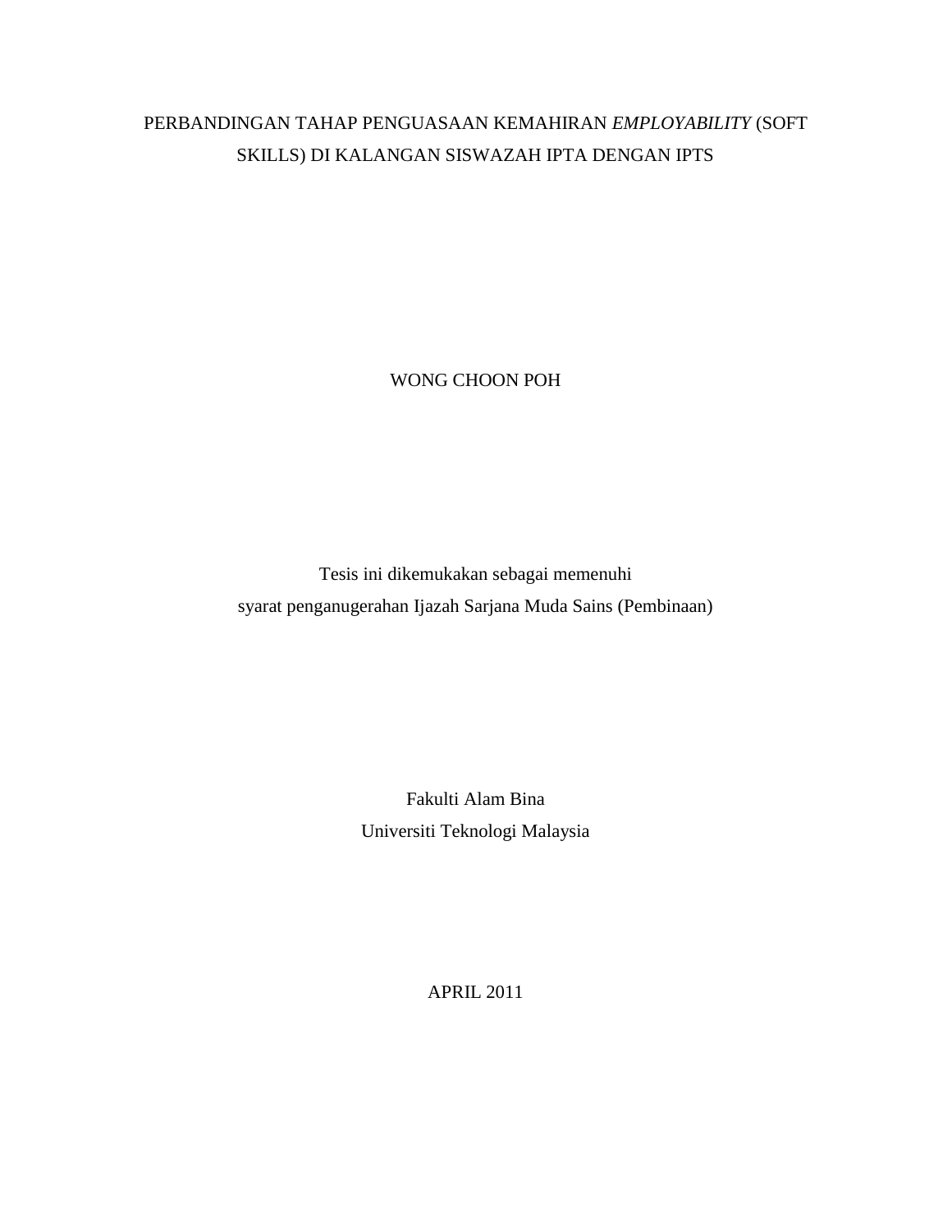# PERBANDINGAN TAHAP PENGUASAAN KEMAHIRAN *EMPLOYABILITY* (SOFT SKILLS) DI KALANGAN SISWAZAH IPTA DENGAN IPTS

WONG CHOON POH

Tesis ini dikemukakan sebagai memenuhi
syarat penganugerahan Ijazah Sarjana Muda Sains (Pembinaan)

Fakulti Alam Bina
Universiti Teknologi Malaysia

APRIL 2011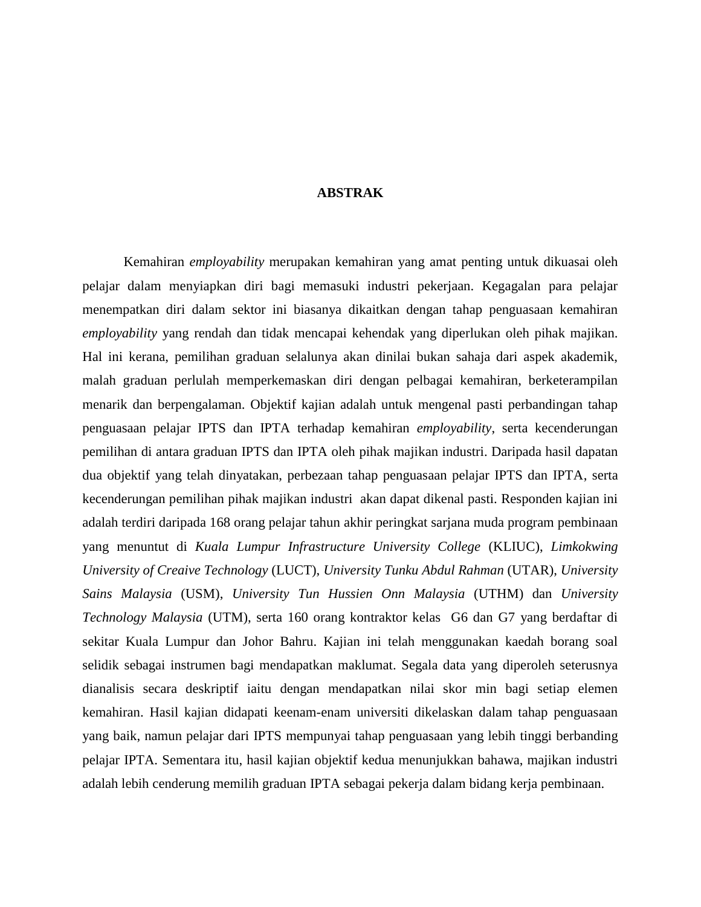# ABSTRAK

Kemahiran *employability* merupakan kemahiran yang amat penting untuk dikuasai oleh pelajar dalam menyiapkan diri bagi memasuki industri pekerjaan. Kegagalan para pelajar menempatkan diri dalam sektor ini biasanya dikaitkan dengan tahap penguasaan kemahiran *employability* yang rendah dan tidak mencapai kehendak yang diperlukan oleh pihak majikan. Hal ini kerana, pemilihan graduan selalunya akan dinilai bukan sahaja dari aspek akademik, malah graduan perlulah memperkemaskan diri dengan pelbagai kemahiran, berketerampilan menarik dan berpengalaman. Objektif kajian adalah untuk mengenal pasti perbandingan tahap penguasaan pelajar IPTS dan IPTA terhadap kemahiran *employability*, serta kecenderungan pemilihan di antara graduan IPTS dan IPTA oleh pihak majikan industri. Daripada hasil dapatan dua objektif yang telah dinyatakan, perbezaan tahap penguasaan pelajar IPTS dan IPTA, serta kecenderungan pemilihan pihak majikan industri akan dapat dikenal pasti. Responden kajian ini adalah terdiri daripada 168 orang pelajar tahun akhir peringkat sarjana muda program pembinaan yang menuntut di *Kuala Lumpur Infrastructure University College* (KLIUC), *Limkokwing University of Creaive Technology* (LUCT), *University Tunku Abdul Rahman* (UTAR), *University Sains Malaysia* (USM), *University Tun Hussien Onn Malaysia* (UTHM) dan *University Technology Malaysia* (UTM), serta 160 orang kontraktor kelas G6 dan G7 yang berdaftar di sekitar Kuala Lumpur dan Johor Bahru. Kajian ini telah menggunakan kaedah borang soal selidik sebagai instrumen bagi mendapatkan maklumat. Segala data yang diperoleh seterusnya dianalisis secara deskriptif iaitu dengan mendapatkan nilai skor min bagi setiap elemen kemahiran. Hasil kajian didapati keenam-enam universiti dikelaskan dalam tahap penguasaan yang baik, namun pelajar dari IPTS mempunyai tahap penguasaan yang lebih tinggi berbanding pelajar IPTA. Sementara itu, hasil kajian objektif kedua menunjukkan bahawa, majikan industri adalah lebih cenderung memilih graduan IPTA sebagai pekerja dalam bidang kerja pembinaan.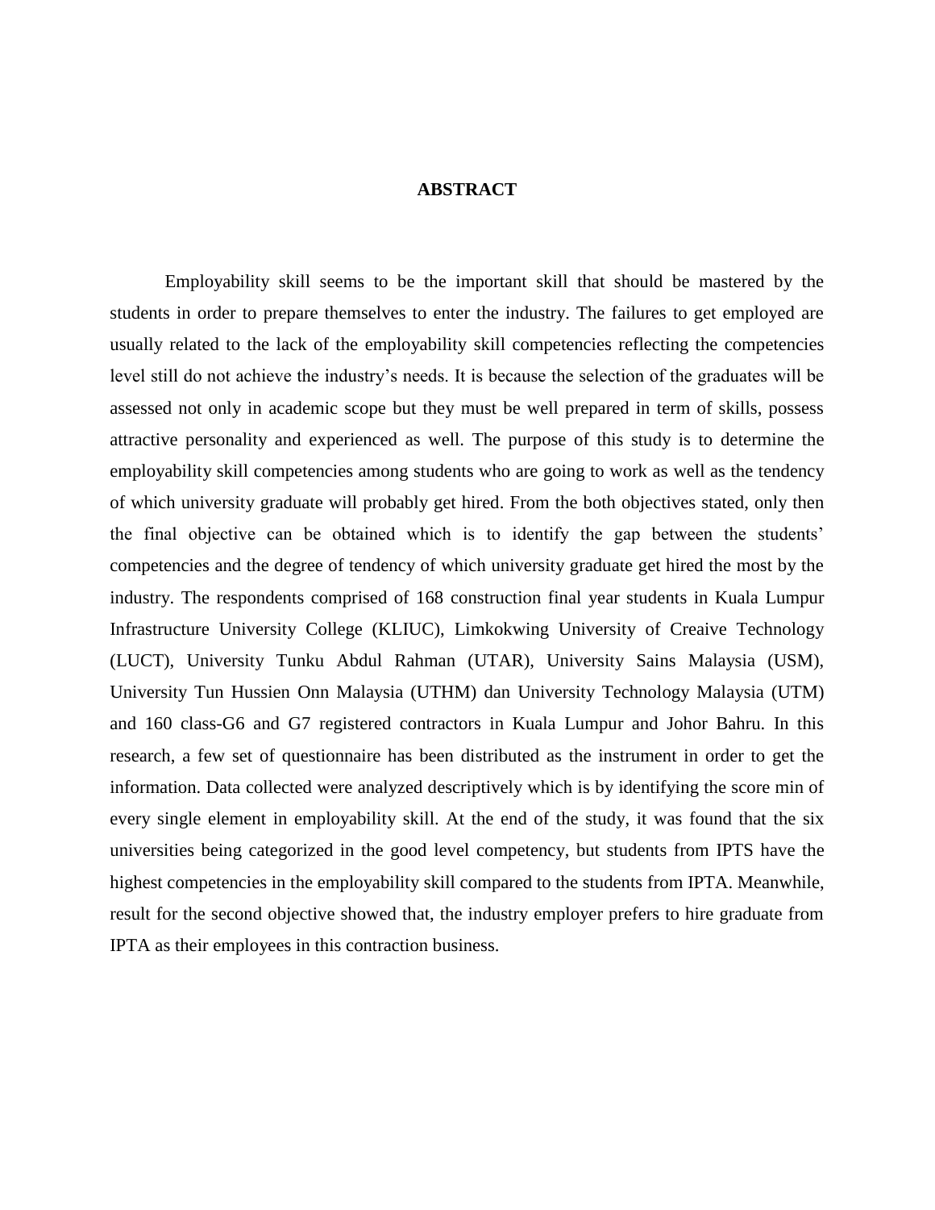# ABSTRACT

Employability skill seems to be the important skill that should be mastered by the students in order to prepare themselves to enter the industry. The failures to get employed are usually related to the lack of the employability skill competencies reflecting the competencies level still do not achieve the industry's needs. It is because the selection of the graduates will be assessed not only in academic scope but they must be well prepared in term of skills, possess attractive personality and experienced as well. The purpose of this study is to determine the employability skill competencies among students who are going to work as well as the tendency of which university graduate will probably get hired. From the both objectives stated, only then the final objective can be obtained which is to identify the gap between the students' competencies and the degree of tendency of which university graduate get hired the most by the industry. The respondents comprised of 168 construction final year students in Kuala Lumpur Infrastructure University College (KLIUC), Limkokwing University of Creaive Technology (LUCT), University Tunku Abdul Rahman (UTAR), University Sains Malaysia (USM), University Tun Hussien Onn Malaysia (UTHM) dan University Technology Malaysia (UTM) and 160 class-G6 and G7 registered contractors in Kuala Lumpur and Johor Bahru. In this research, a few set of questionnaire has been distributed as the instrument in order to get the information. Data collected were analyzed descriptively which is by identifying the score min of every single element in employability skill. At the end of the study, it was found that the six universities being categorized in the good level competency, but students from IPTS have the highest competencies in the employability skill compared to the students from IPTA. Meanwhile, result for the second objective showed that, the industry employer prefers to hire graduate from IPTA as their employees in this contraction business.